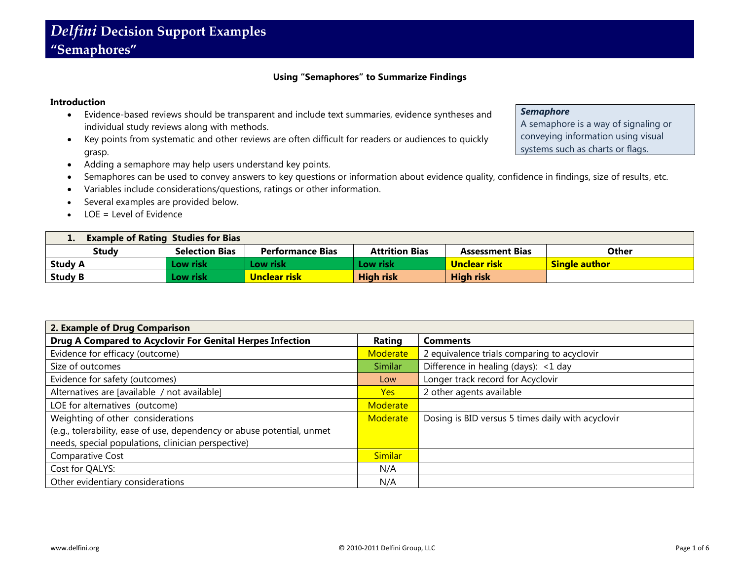# *Delfini* Decision Support Examples
# "Semaphores"

### Using "Semaphores" to Summarize Findings

**Introduction**

- Evidence-based reviews should be transparent and include text summaries, evidence syntheses and individual study reviews along with methods.
- Key points from systematic and other reviews are often difficult for readers or audiences to quickly grasp.
- Adding a semaphore may help users understand key points.
- Semaphores can be used to convey answers to key questions or information about evidence quality, confidence in findings, size of results, etc.
- Variables include considerations/questions, ratings or other information.
- Several examples are provided below.
- LOE = Level of Evidence

> ***Semaphore***
> A semaphore is a way of signaling or conveying information using visual systems such as charts or flags.

| **1. Example of Rating Studies for Bias** | | | | | |
|---|---|---|---|---|---|
| **Study** | **Selection Bias** | **Performance Bias** | **Attrition Bias** | **Assessment Bias** | **Other** |
| **Study A** | **Low risk** | **Low risk** | **Low risk** | **Unclear risk** | **Single author** |
| **Study B** | **Low risk** | **Unclear risk** | **High risk** | **High risk** | |

| **2. Example of Drug Comparison** | | |
|---|---|---|
| **Drug A Compared to Acyclovir For Genital Herpes Infection** | **Rating** | **Comments** |
| Evidence for efficacy (outcome) | Moderate | 2 equivalence trials comparing to acyclovir |
| Size of outcomes | Similar | Difference in healing (days): <1 day |
| Evidence for safety (outcomes) | Low | Longer track record for Acyclovir |
| Alternatives are [available / not available] | Yes | 2 other agents available |
| LOE for alternatives (outcome) | Moderate | |
| Weighting of other considerations (e.g., tolerability, ease of use, dependency or abuse potential, unmet needs, special populations, clinician perspective) | Moderate | Dosing is BID versus 5 times daily with acyclovir |
| Comparative Cost | Similar | |
| Cost for QALYS: | N/A | |
| Other evidentiary considerations | N/A | |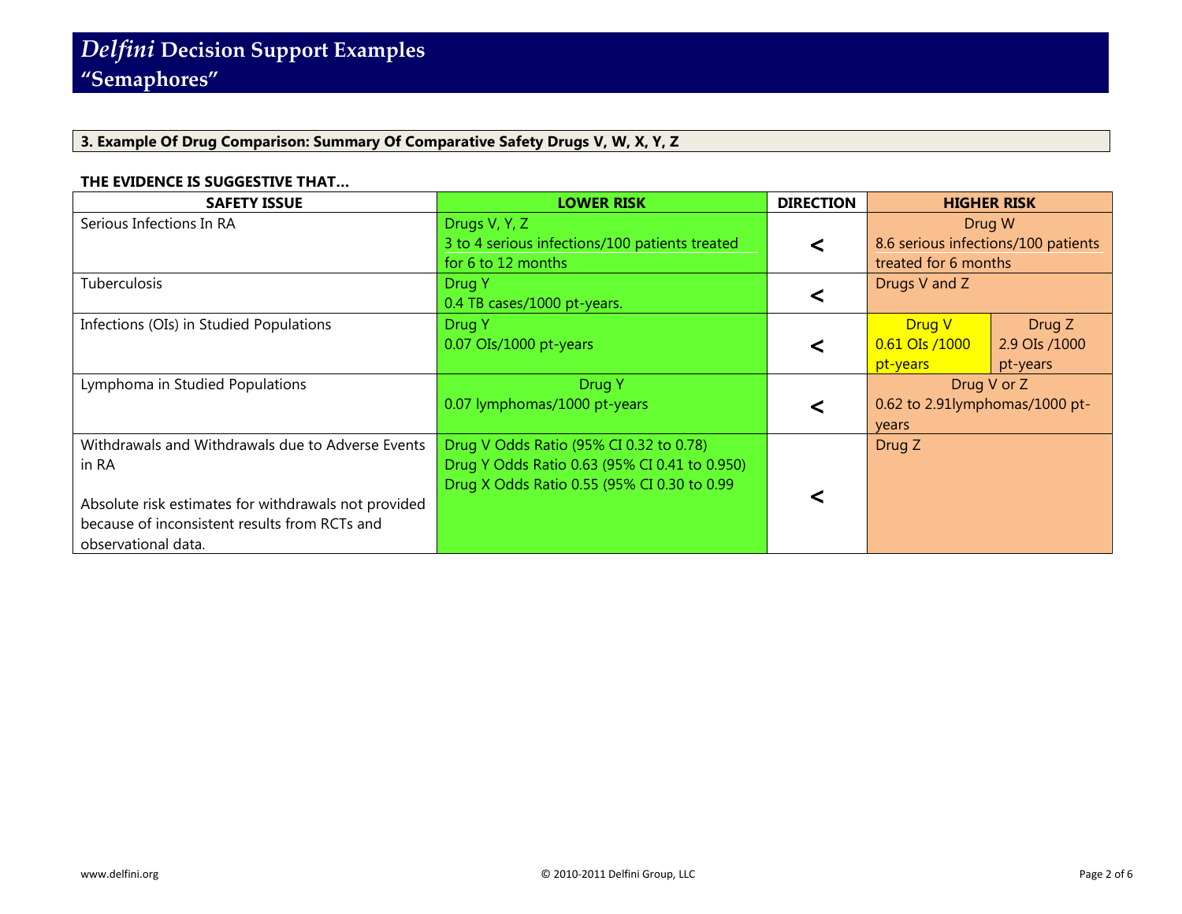## *Delfini* Decision Support Examples "Semaphores"

### 3. Example Of Drug Comparison: Summary Of Comparative Safety Drugs V, W, X, Y, Z

**THE EVIDENCE IS SUGGESTIVE THAT…**

| SAFETY ISSUE | LOWER RISK | DIRECTION | HIGHER RISK | |
|---|---|---|---|---|
| Serious Infections In RA | Drugs V, Y, Z<br>3 to 4 serious infections/100 patients treated for 6 to 12 months | < | Drug W<br>8.6 serious infections/100 patients treated for 6 months | |
| Tuberculosis | Drug Y<br>0.4 TB cases/1000 pt-years. | < | Drugs V and Z | |
| Infections (OIs) in Studied Populations | Drug Y<br>0.07 OIs/1000 pt-years | < | Drug V<br>0.61 OIs /1000 pt-years | Drug Z<br>2.9 OIs /1000 pt-years |
| Lymphoma in Studied Populations | Drug Y<br>0.07 lymphomas/1000 pt-years | < | Drug V or Z<br>0.62 to 2.91lymphomas/1000 pt-years | |
| Withdrawals and Withdrawals due to Adverse Events in RA<br><br>Absolute risk estimates for withdrawals not provided because of inconsistent results from RCTs and observational data. | Drug V Odds Ratio (95% CI 0.32 to 0.78)<br>Drug Y Odds Ratio 0.63 (95% CI 0.41 to 0.950)<br>Drug X Odds Ratio 0.55 (95% CI 0.30 to 0.99 | < | Drug Z | |

www.delfini.org © 2010-2011 Delfini Group, LLC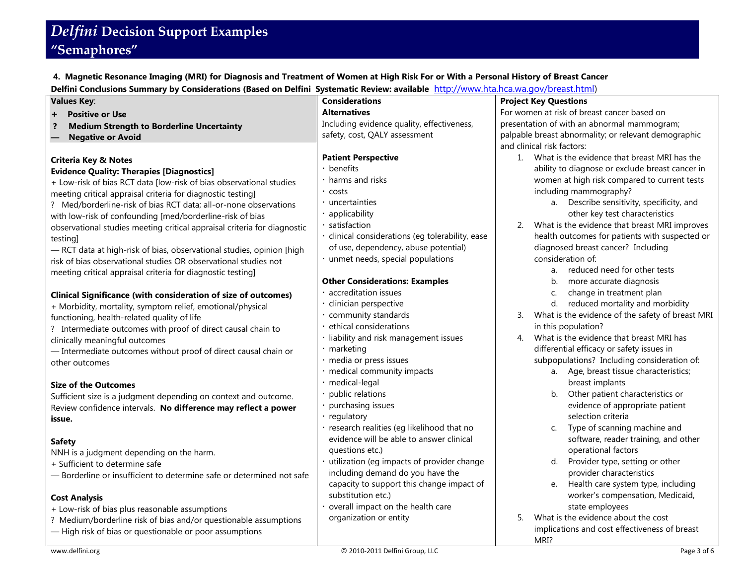# *Delfini* Decision Support Examples
# "Semaphores"

**4. Magnetic Resonance Imaging (MRI) for Diagnosis and Treatment of Women at High Risk For or With a Personal History of Breast Cancer**

**Delfini Conclusions Summary by Considerations (Based on Delfini Systematic Review: available** http://www.hta.hca.wa.gov/breast.html)

**Values Key**:

- **+ Positive or Use**
- **? Medium Strength to Borderline Uncertainty**
- **— Negative or Avoid**

**Criteria Key & Notes**

**Evidence Quality: Therapies [Diagnostics]**

+ Low-risk of bias RCT data [low-risk of bias observational studies meeting critical appraisal criteria for diagnostic testing]

? Med/borderline-risk of bias RCT data; all-or-none observations with low-risk of confounding [med/borderline-risk of bias observational studies meeting critical appraisal criteria for diagnostic testing]

— RCT data at high-risk of bias, observational studies, opinion [high risk of bias observational studies OR observational studies not meeting critical appraisal criteria for diagnostic testing]

**Clinical Significance (with consideration of size of outcomes)**

+ Morbidity, mortality, symptom relief, emotional/physical functioning, health-related quality of life

? Intermediate outcomes with proof of direct causal chain to clinically meaningful outcomes

— Intermediate outcomes without proof of direct causal chain or other outcomes

**Size of the Outcomes**

Sufficient size is a judgment depending on context and outcome. Review confidence intervals. **No difference may reflect a power issue.**

**Safety**

NNH is a judgment depending on the harm.

+ Sufficient to determine safe

— Borderline or insufficient to determine safe or determined not safe

**Cost Analysis**

+ Low-risk of bias plus reasonable assumptions

? Medium/borderline risk of bias and/or questionable assumptions

— High risk of bias or questionable or poor assumptions

**Considerations**

**Alternatives**

Including evidence quality, effectiveness, safety, cost, QALY assessment

**Patient Perspective**

- benefits
- harms and risks
- costs
- uncertainties
- applicability
- satisfaction
- clinical considerations (eg tolerability, ease of use, dependency, abuse potential)
- unmet needs, special populations

**Other Considerations: Examples**

- accreditation issues
- clinician perspective
- community standards
- ethical considerations
- liability and risk management issues
- marketing
- media or press issues
- medical community impacts
- medical-legal
- public relations
- purchasing issues
- regulatory
- research realities (eg likelihood that no evidence will be able to answer clinical questions etc.)
- utilization (eg impacts of provider change including demand do you have the capacity to support this change impact of substitution etc.)
- overall impact on the health care organization or entity

**Project Key Questions**

For women at risk of breast cancer based on presentation of with an abnormal mammogram; palpable breast abnormality; or relevant demographic and clinical risk factors:

1. What is the evidence that breast MRI has the ability to diagnose or exclude breast cancer in women at high risk compared to current tests including mammography?
   a. Describe sensitivity, specificity, and other key test characteristics
2. What is the evidence that breast MRI improves health outcomes for patients with suspected or diagnosed breast cancer? Including consideration of:
   a. reduced need for other tests
   b. more accurate diagnosis
   c. change in treatment plan
   d. reduced mortality and morbidity
3. What is the evidence of the safety of breast MRI in this population?
4. What is the evidence that breast MRI has differential efficacy or safety issues in subpopulations? Including consideration of:
   a. Age, breast tissue characteristics; breast implants
   b. Other patient characteristics or evidence of appropriate patient selection criteria
   c. Type of scanning machine and software, reader training, and other operational factors
   d. Provider type, setting or other provider characteristics
   e. Health care system type, including worker's compensation, Medicaid, state employees
5. What is the evidence about the cost implications and cost effectiveness of breast MRI?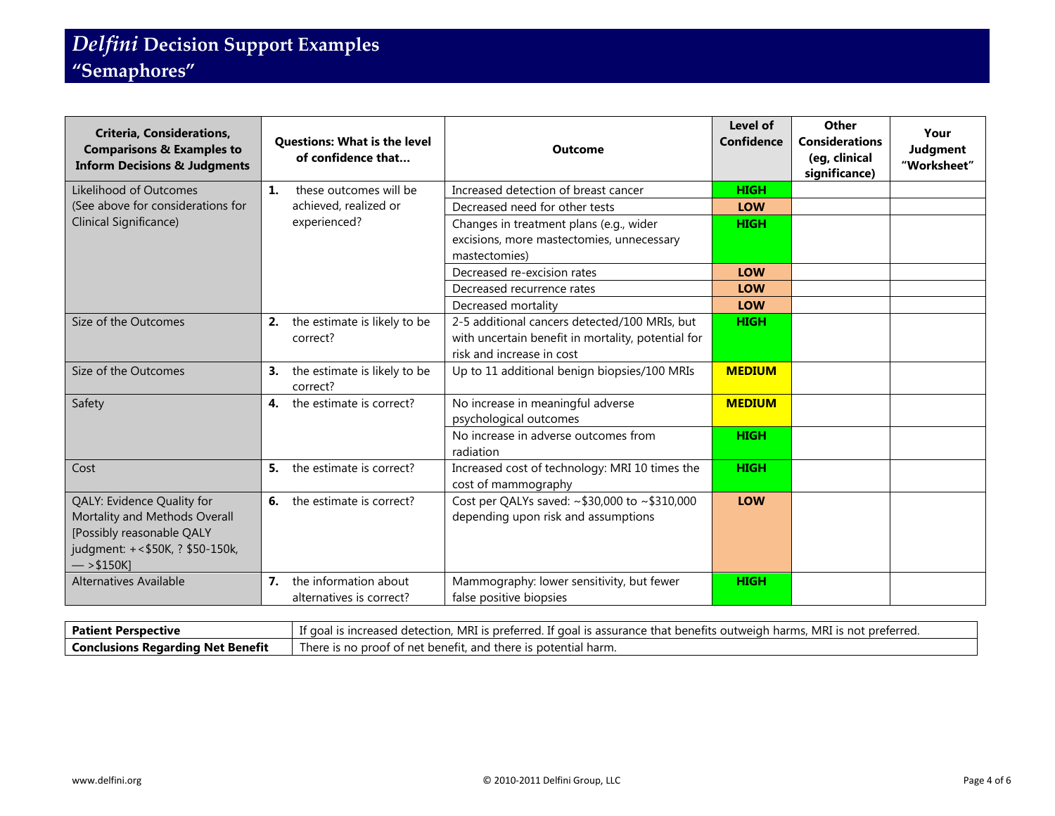# *Delfini* Decision Support Examples "Semaphores"

| Criteria, Considerations, Comparisons & Examples to Inform Decisions & Judgments | Questions: What is the level of confidence that… | Outcome | Level of Confidence | Other Considerations (eg, clinical significance) | Your Judgment "Worksheet" |
|---|---|---|---|---|---|
| Likelihood of Outcomes (See above for considerations for Clinical Significance) | **1.** these outcomes will be achieved, realized or experienced? | Increased detection of breast cancer | **HIGH** | | |
| | | Decreased need for other tests | **LOW** | | |
| | | Changes in treatment plans (e.g., wider excisions, more mastectomies, unnecessary mastectomies) | **HIGH** | | |
| | | Decreased re-excision rates | **LOW** | | |
| | | Decreased recurrence rates | **LOW** | | |
| | | Decreased mortality | **LOW** | | |
| Size of the Outcomes | **2.** the estimate is likely to be correct? | 2-5 additional cancers detected/100 MRIs, but with uncertain benefit in mortality, potential for risk and increase in cost | **HIGH** | | |
| Size of the Outcomes | **3.** the estimate is likely to be correct? | Up to 11 additional benign biopsies/100 MRIs | **MEDIUM** | | |
| Safety | **4.** the estimate is correct? | No increase in meaningful adverse psychological outcomes | **MEDIUM** | | |
| | | No increase in adverse outcomes from radiation | **HIGH** | | |
| Cost | **5.** the estimate is correct? | Increased cost of technology: MRI 10 times the cost of mammography | **HIGH** | | |
| QALY: Evidence Quality for Mortality and Methods Overall [Possibly reasonable QALY judgment: +<$50K, ? $50-150k, — >$150K] | **6.** the estimate is correct? | Cost per QALYs saved: ~$30,000 to ~$310,000 depending upon risk and assumptions | **LOW** | | |
| Alternatives Available | **7.** the information about alternatives is correct? | Mammography: lower sensitivity, but fewer false positive biopsies | **HIGH** | | |

| **Patient Perspective** | If goal is increased detection, MRI is preferred. If goal is assurance that benefits outweigh harms, MRI is not preferred. |
|---|---|
| **Conclusions Regarding Net Benefit** | There is no proof of net benefit, and there is potential harm. |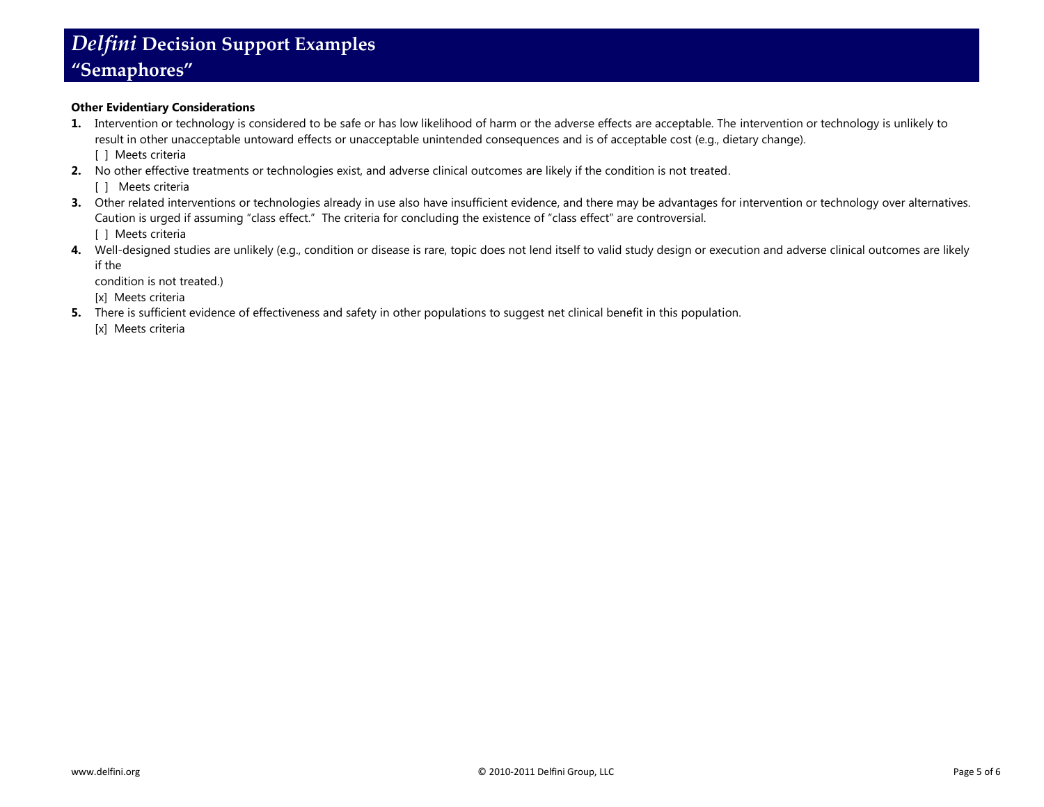**Other Evidentiary Considerations**

1. Intervention or technology is considered to be safe or has low likelihood of harm or the adverse effects are acceptable. The intervention or technology is unlikely to result in other unacceptable untoward effects or unacceptable unintended consequences and is of acceptable cost (e.g., dietary change).
   [ ] Meets criteria
2. No other effective treatments or technologies exist, and adverse clinical outcomes are likely if the condition is not treated.
   [ ] Meets criteria
3. Other related interventions or technologies already in use also have insufficient evidence, and there may be advantages for intervention or technology over alternatives. Caution is urged if assuming "class effect." The criteria for concluding the existence of "class effect" are controversial.
   [ ] Meets criteria
4. Well-designed studies are unlikely (e.g., condition or disease is rare, topic does not lend itself to valid study design or execution and adverse clinical outcomes are likely if the condition is not treated.)
   [x] Meets criteria
5. There is sufficient evidence of effectiveness and safety in other populations to suggest net clinical benefit in this population.
   [x] Meets criteria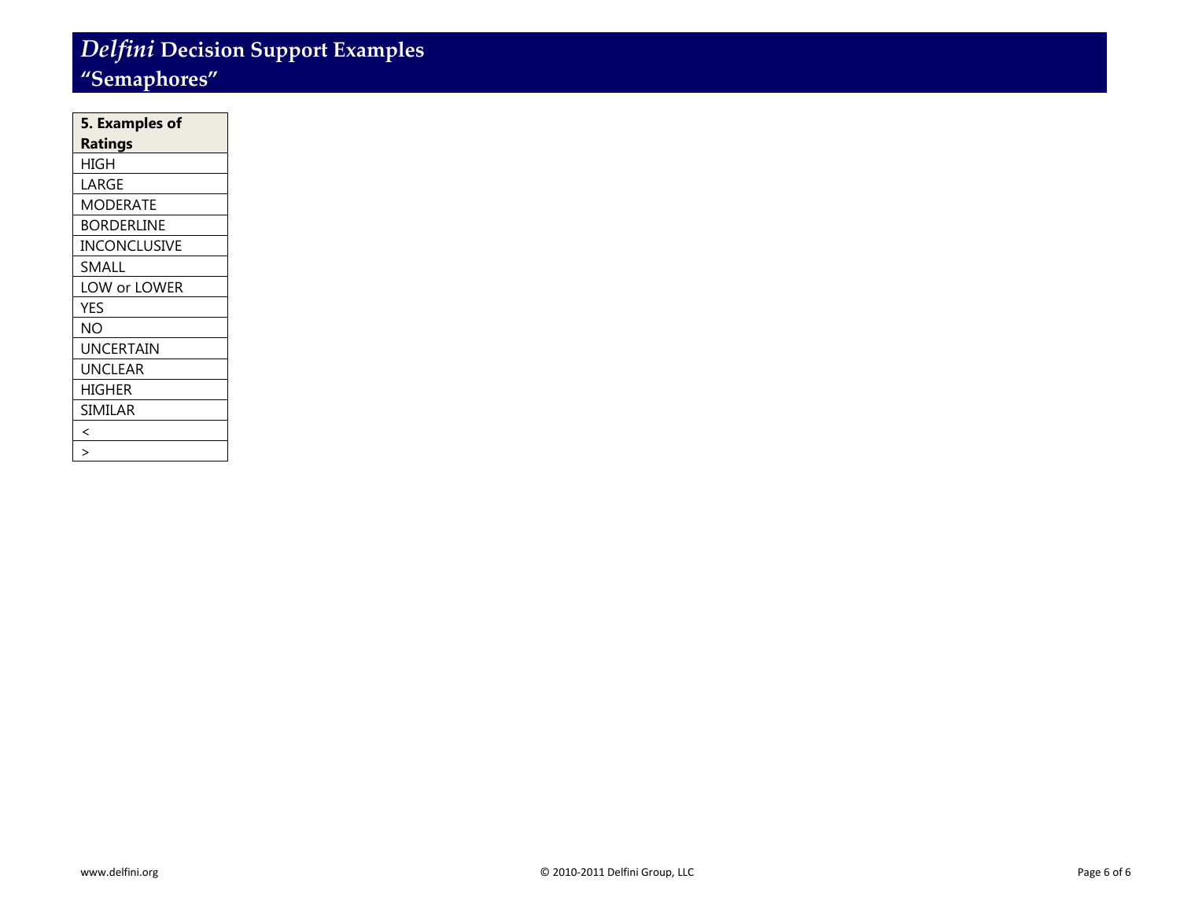# *Delfini* Decision Support Examples
# "Semaphores"

| 5. Examples of Ratings |
|---|
| HIGH |
| LARGE |
| MODERATE |
| BORDERLINE |
| INCONCLUSIVE |
| SMALL |
| LOW or LOWER |
| YES |
| NO |
| UNCERTAIN |
| UNCLEAR |
| HIGHER |
| SIMILAR |
| < |
| > |